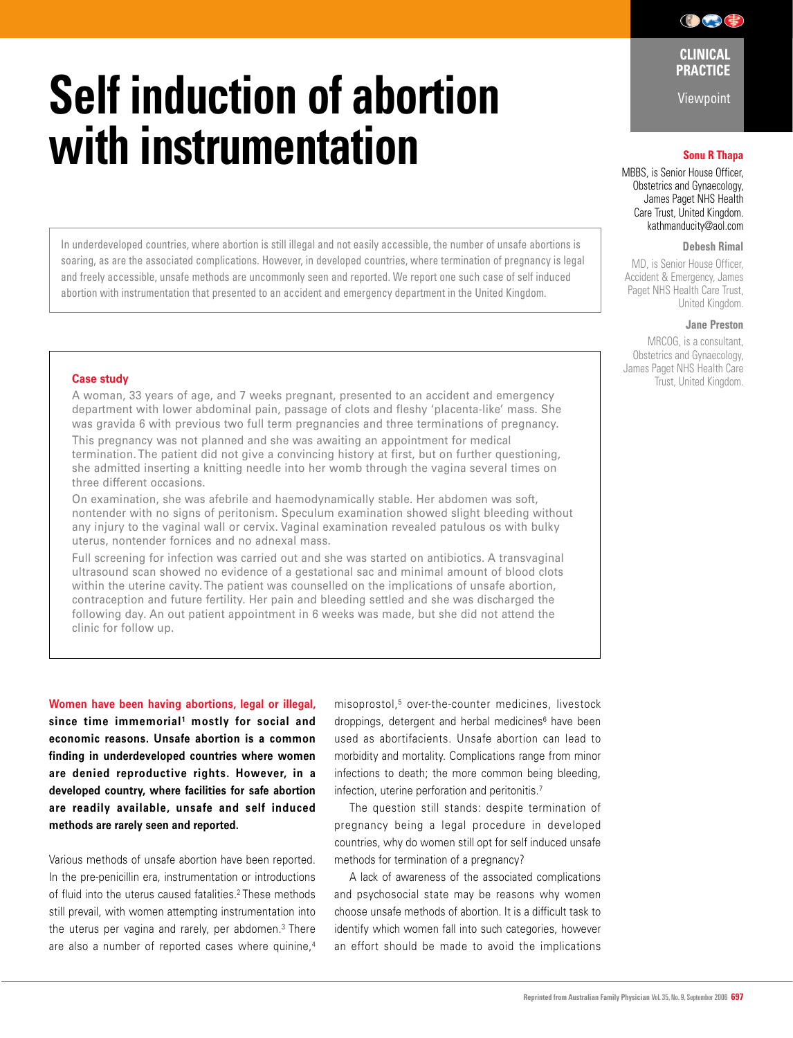CLINICAL PRACTICE

Viewpoint

# Self induction of abortion with instrumentation

**Sonu R Thapa**

MBBS, is Senior House Officer, Obstetrics and Gynaecology, James Paget NHS Health Care Trust, United Kingdom. kathmanducity@aol.com

**Debesh Rimal**

MD, is Senior House Officer, Accident & Emergency, James Paget NHS Health Care Trust, United Kingdom.

**Jane Preston**

MRCOG, is a consultant, Obstetrics and Gynaecology, James Paget NHS Health Care Trust, United Kingdom.

In underdeveloped countries, where abortion is still illegal and not easily accessible, the number of unsafe abortions is soaring, as are the associated complications. However, in developed countries, where termination of pregnancy is legal and freely accessible, unsafe methods are uncommonly seen and reported. We report one such case of self induced abortion with instrumentation that presented to an accident and emergency department in the United Kingdom.

## Case study

A woman, 33 years of age, and 7 weeks pregnant, presented to an accident and emergency department with lower abdominal pain, passage of clots and fleshy 'placenta-like' mass. She was gravida 6 with previous two full term pregnancies and three terminations of pregnancy. This pregnancy was not planned and she was awaiting an appointment for medical termination. The patient did not give a convincing history at first, but on further questioning, she admitted inserting a knitting needle into her womb through the vagina several times on three different occasions.

On examination, she was afebrile and haemodynamically stable. Her abdomen was soft, nontender with no signs of peritonism. Speculum examination showed slight bleeding without any injury to the vaginal wall or cervix. Vaginal examination revealed patulous os with bulky uterus, nontender fornices and no adnexal mass.

Full screening for infection was carried out and she was started on antibiotics. A transvaginal ultrasound scan showed no evidence of a gestational sac and minimal amount of blood clots within the uterine cavity. The patient was counselled on the implications of unsafe abortion, contraception and future fertility. Her pain and bleeding settled and she was discharged the following day. An out patient appointment in 6 weeks was made, but she did not attend the clinic for follow up.

**Women have been having abortions, legal or illegal, since time immemorial[1] mostly for social and economic reasons. Unsafe abortion is a common finding in underdeveloped countries where women are denied reproductive rights. However, in a developed country, where facilities for safe abortion are readily available, unsafe and self induced methods are rarely seen and reported.**

Various methods of unsafe abortion have been reported. In the pre-penicillin era, instrumentation or introductions of fluid into the uterus caused fatalities.[2] These methods still prevail, with women attempting instrumentation into the uterus per vagina and rarely, per abdomen.[3] There are also a number of reported cases where quinine,[4] misoprostol,[5] over-the-counter medicines, livestock droppings, detergent and herbal medicines[6] have been used as abortifacients. Unsafe abortion can lead to morbidity and mortality. Complications range from minor infections to death; the more common being bleeding, infection, uterine perforation and peritonitis.[7]

The question still stands: despite termination of pregnancy being a legal procedure in developed countries, why do women still opt for self induced unsafe methods for termination of a pregnancy?

A lack of awareness of the associated complications and psychosocial state may be reasons why women choose unsafe methods of abortion. It is a difficult task to identify which women fall into such categories, however an effort should be made to avoid the implications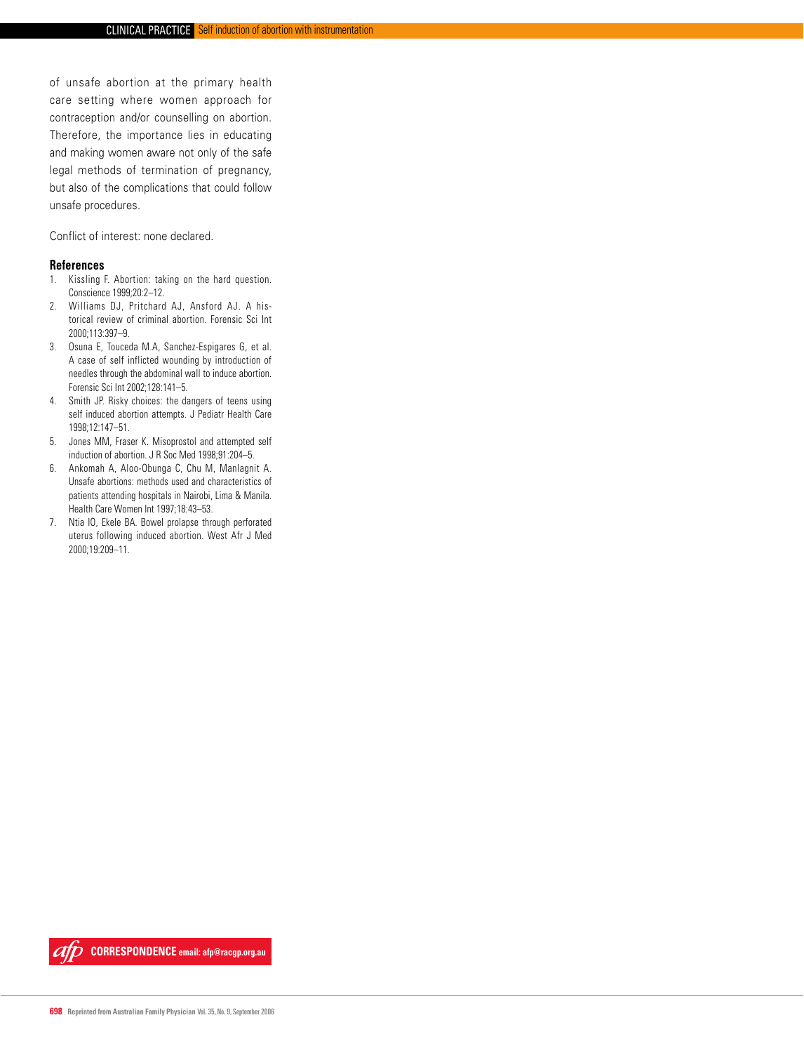of unsafe abortion at the primary health care setting where women approach for contraception and/or counselling on abortion. Therefore, the importance lies in educating and making women aware not only of the safe legal methods of termination of pregnancy, but also of the complications that could follow unsafe procedures.

Conflict of interest: none declared.

## References

1. Kissling F. Abortion: taking on the hard question. Conscience 1999;20:2–12.
2. Williams DJ, Pritchard AJ, Ansford AJ. A historical review of criminal abortion. Forensic Sci Int 2000;113:397–9.
3. Osuna E, Touceda M.A, Sanchez-Espigares G, et al. A case of self inflicted wounding by introduction of needles through the abdominal wall to induce abortion. Forensic Sci Int 2002;128:141–5.
4. Smith JP. Risky choices: the dangers of teens using self induced abortion attempts. J Pediatr Health Care 1998;12:147–51.
5. Jones MM, Fraser K. Misoprostol and attempted self induction of abortion. J R Soc Med 1998;91:204–5.
6. Ankomah A, Aloo-Obunga C, Chu M, Manlagnit A. Unsafe abortions: methods used and characteristics of patients attending hospitals in Nairobi, Lima & Manila. Health Care Women Int 1997;18:43–53.
7. Ntia IO, Ekele BA. Bowel prolapse through perforated uterus following induced abortion. West Afr J Med 2000;19:209–11.

**CORRESPONDENCE** email: afp@racgp.org.au